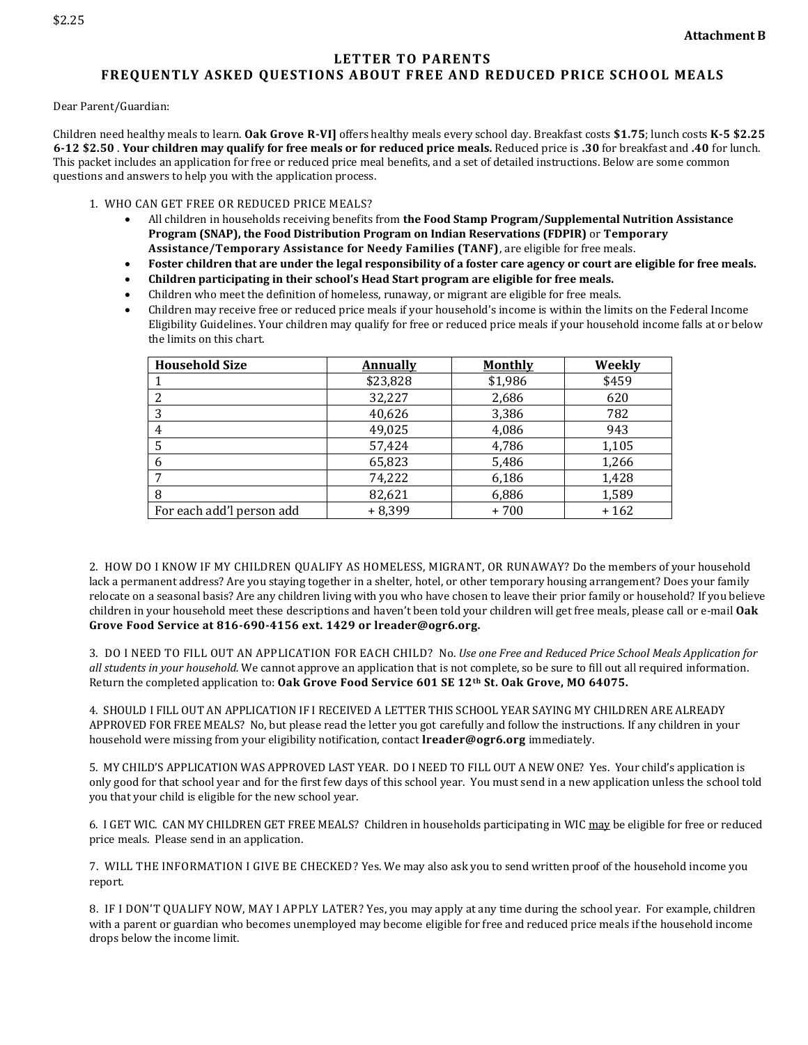$2.25

**Attachment B**

# LETTER TO PARENTS
## FREQUENTLY ASKED QUESTIONS ABOUT FREE AND REDUCED PRICE SCHOOL MEALS

Dear Parent/Guardian:

Children need healthy meals to learn. **Oak Grove R-VI]** offers healthy meals every school day. Breakfast costs **$1.75**; lunch costs **K-5 $2.25 6-12 $2.50** . **Your children may qualify for free meals or for reduced price meals.** Reduced price is **.30** for breakfast and **.40** for lunch. This packet includes an application for free or reduced price meal benefits, and a set of detailed instructions. Below are some common questions and answers to help you with the application process.

1. WHO CAN GET FREE OR REDUCED PRICE MEALS?
   - All children in households receiving benefits from **the Food Stamp Program/Supplemental Nutrition Assistance Program (SNAP), the Food Distribution Program on Indian Reservations (FDPIR)** or **Temporary Assistance/Temporary Assistance for Needy Families (TANF)**, are eligible for free meals.
   - **Foster children that are under the legal responsibility of a foster care agency or court are eligible for free meals.**
   - **Children participating in their school's Head Start program are eligible for free meals.**
   - Children who meet the definition of homeless, runaway, or migrant are eligible for free meals.
   - Children may receive free or reduced price meals if your household's income is within the limits on the Federal Income Eligibility Guidelines. Your children may qualify for free or reduced price meals if your household income falls at or below the limits on this chart.

| Household Size | Annually | Monthly | Weekly |
|---|---|---|---|
| 1 | $23,828 | $1,986 | $459 |
| 2 | 32,227 | 2,686 | 620 |
| 3 | 40,626 | 3,386 | 782 |
| 4 | 49,025 | 4,086 | 943 |
| 5 | 57,424 | 4,786 | 1,105 |
| 6 | 65,823 | 5,486 | 1,266 |
| 7 | 74,222 | 6,186 | 1,428 |
| 8 | 82,621 | 6,886 | 1,589 |
| For each add'l person add | + 8,399 | + 700 | + 162 |

2. HOW DO I KNOW IF MY CHILDREN QUALIFY AS HOMELESS, MIGRANT, OR RUNAWAY? Do the members of your household lack a permanent address? Are you staying together in a shelter, hotel, or other temporary housing arrangement? Does your family relocate on a seasonal basis? Are any children living with you who have chosen to leave their prior family or household? If you believe children in your household meet these descriptions and haven't been told your children will get free meals, please call or e-mail **Oak Grove Food Service at 816-690-4156 ext. 1429 or lreader@ogr6.org.**

3. DO I NEED TO FILL OUT AN APPLICATION FOR EACH CHILD? No. *Use one Free and Reduced Price School Meals Application for all students in your household.* We cannot approve an application that is not complete, so be sure to fill out all required information. Return the completed application to: **Oak Grove Food Service 601 SE 12th St. Oak Grove, MO 64075.**

4. SHOULD I FILL OUT AN APPLICATION IF I RECEIVED A LETTER THIS SCHOOL YEAR SAYING MY CHILDREN ARE ALREADY APPROVED FOR FREE MEALS? No, but please read the letter you got carefully and follow the instructions. If any children in your household were missing from your eligibility notification, contact **lreader@ogr6.org** immediately.

5. MY CHILD'S APPLICATION WAS APPROVED LAST YEAR. DO I NEED TO FILL OUT A NEW ONE? Yes. Your child's application is only good for that school year and for the first few days of this school year. You must send in a new application unless the school told you that your child is eligible for the new school year.

6. I GET WIC. CAN MY CHILDREN GET FREE MEALS? Children in households participating in WIC may be eligible for free or reduced price meals. Please send in an application.

7. WILL THE INFORMATION I GIVE BE CHECKED? Yes. We may also ask you to send written proof of the household income you report.

8. IF I DON'T QUALIFY NOW, MAY I APPLY LATER? Yes, you may apply at any time during the school year. For example, children with a parent or guardian who becomes unemployed may become eligible for free and reduced price meals if the household income drops below the income limit.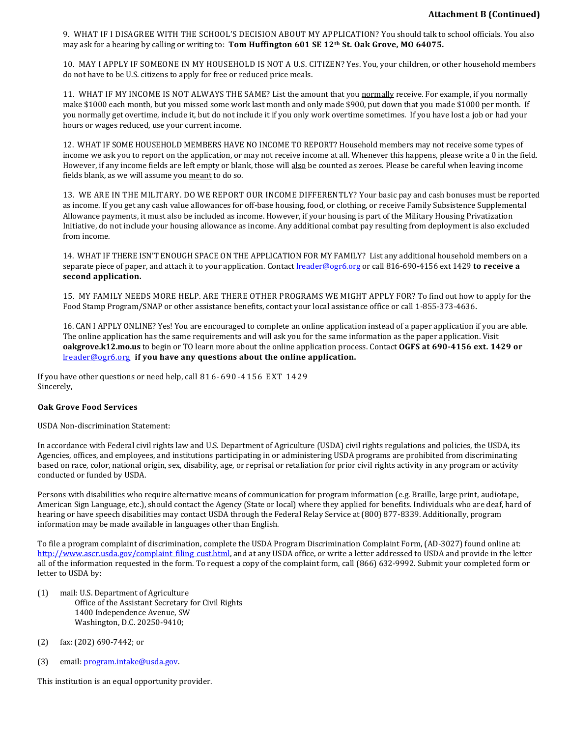**Attachment B (Continued)**

9. WHAT IF I DISAGREE WITH THE SCHOOL'S DECISION ABOUT MY APPLICATION? You should talk to school officials. You also may ask for a hearing by calling or writing to: **Tom Huffington 601 SE 12th St. Oak Grove, MO 64075.**

10. MAY I APPLY IF SOMEONE IN MY HOUSEHOLD IS NOT A U.S. CITIZEN? Yes. You, your children, or other household members do not have to be U.S. citizens to apply for free or reduced price meals.

11. WHAT IF MY INCOME IS NOT ALWAYS THE SAME? List the amount that you normally receive. For example, if you normally make $1000 each month, but you missed some work last month and only made $900, put down that you made $1000 per month. If you normally get overtime, include it, but do not include it if you only work overtime sometimes. If you have lost a job or had your hours or wages reduced, use your current income.

12. WHAT IF SOME HOUSEHOLD MEMBERS HAVE NO INCOME TO REPORT? Household members may not receive some types of income we ask you to report on the application, or may not receive income at all. Whenever this happens, please write a 0 in the field. However, if any income fields are left empty or blank, those will also be counted as zeroes. Please be careful when leaving income fields blank, as we will assume you meant to do so.

13. WE ARE IN THE MILITARY. DO WE REPORT OUR INCOME DIFFERENTLY? Your basic pay and cash bonuses must be reported as income. If you get any cash value allowances for off-base housing, food, or clothing, or receive Family Subsistence Supplemental Allowance payments, it must also be included as income. However, if your housing is part of the Military Housing Privatization Initiative, do not include your housing allowance as income. Any additional combat pay resulting from deployment is also excluded from income.

14. WHAT IF THERE ISN'T ENOUGH SPACE ON THE APPLICATION FOR MY FAMILY? List any additional household members on a separate piece of paper, and attach it to your application. Contact lreader@ogr6.org or call 816-690-4156 ext 1429 **to receive a second application.**

15. MY FAMILY NEEDS MORE HELP. ARE THERE OTHER PROGRAMS WE MIGHT APPLY FOR? To find out how to apply for the Food Stamp Program/SNAP or other assistance benefits, contact your local assistance office or call 1-855-373-4636.

16. CAN I APPLY ONLINE? Yes! You are encouraged to complete an online application instead of a paper application if you are able. The online application has the same requirements and will ask you for the same information as the paper application. Visit **oakgrove.k12.mo.us** to begin or TO learn more about the online application process. Contact **OGFS at 690-4156 ext. 1429 or** lreader@ogr6.org **if you have any questions about the online application.**

If you have other questions or need help, call 816-690-4156 EXT 1429
Sincerely,

**Oak Grove Food Services**

USDA Non-discrimination Statement:

In accordance with Federal civil rights law and U.S. Department of Agriculture (USDA) civil rights regulations and policies, the USDA, its Agencies, offices, and employees, and institutions participating in or administering USDA programs are prohibited from discriminating based on race, color, national origin, sex, disability, age, or reprisal or retaliation for prior civil rights activity in any program or activity conducted or funded by USDA.

Persons with disabilities who require alternative means of communication for program information (e.g. Braille, large print, audiotape, American Sign Language, etc.), should contact the Agency (State or local) where they applied for benefits. Individuals who are deaf, hard of hearing or have speech disabilities may contact USDA through the Federal Relay Service at (800) 877-8339. Additionally, program information may be made available in languages other than English.

To file a program complaint of discrimination, complete the USDA Program Discrimination Complaint Form, (AD-3027) found online at: http://www.ascr.usda.gov/complaint_filing_cust.html, and at any USDA office, or write a letter addressed to USDA and provide in the letter all of the information requested in the form. To request a copy of the complaint form, call (866) 632-9992. Submit your completed form or letter to USDA by:

(1) mail: U.S. Department of Agriculture
Office of the Assistant Secretary for Civil Rights
1400 Independence Avenue, SW
Washington, D.C. 20250-9410;

(2) fax: (202) 690-7442; or

(3) email: program.intake@usda.gov.

This institution is an equal opportunity provider.